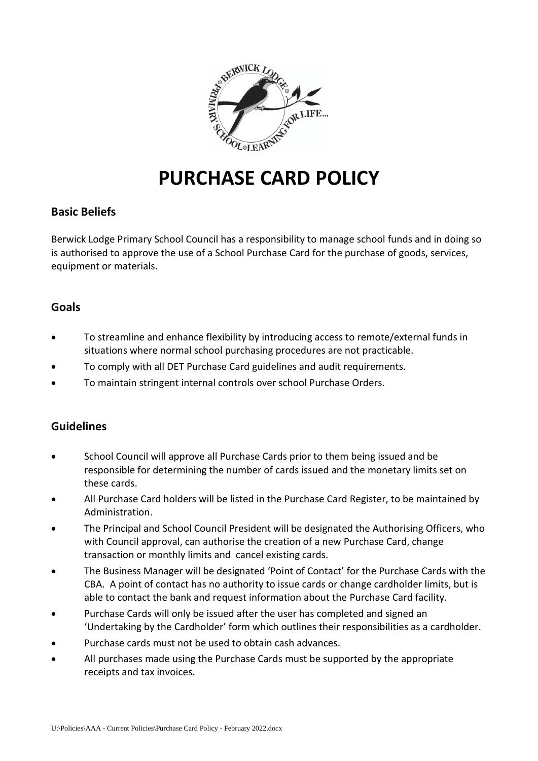# PURCHASE CARD POLICY

## Basic Beliefs

Berwick Lodge Primary School Council has a responsibility to manage school funds and in doing so is authorised to approve the use of a School Purchase Card for the purchase of goods, services, equipment or materials.

## Goals

- To streamline and enhance flexibility by introducing access to remote/external funds in situations where normal school purchasing procedures are not practicable.
- To comply with all DET Purchase Card guidelines and audit requirements.
- To maintain stringent internal controls over school Purchase Orders.

## Guidelines

- School Council will approve all Purchase Cards prior to them being issued and be responsible for determining the number of cards issued and the monetary limits set on these cards.
- All Purchase Card holders will be listed in the Purchase Card Register, to be maintained by Administration.
- The Principal and School Council President will be designated the Authorising Officers, who with Council approval, can authorise the creation of a new Purchase Card, change transaction or monthly limits and cancel existing cards.
- The Business Manager will be designated 'Point of Contact' for the Purchase Cards with the CBA. A point of contact has no authority to issue cards or change cardholder limits, but is able to contact the bank and request information about the Purchase Card facility.
- Purchase Cards will only be issued after the user has completed and signed an 'Undertaking by the Cardholder' form which outlines their responsibilities as a cardholder.
- Purchase cards must not be used to obtain cash advances.
- All purchases made using the Purchase Cards must be supported by the appropriate receipts and tax invoices.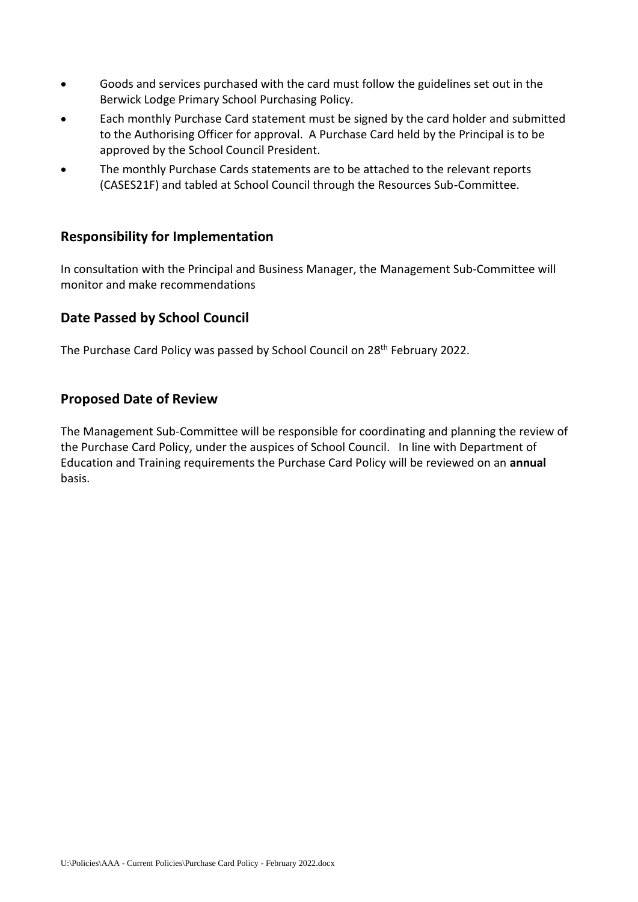- Goods and services purchased with the card must follow the guidelines set out in the Berwick Lodge Primary School Purchasing Policy.
- Each monthly Purchase Card statement must be signed by the card holder and submitted to the Authorising Officer for approval. A Purchase Card held by the Principal is to be approved by the School Council President.
- The monthly Purchase Cards statements are to be attached to the relevant reports (CASES21F) and tabled at School Council through the Resources Sub-Committee.

## Responsibility for Implementation

In consultation with the Principal and Business Manager, the Management Sub-Committee will monitor and make recommendations

## Date Passed by School Council

The Purchase Card Policy was passed by School Council on 28th February 2022.

## Proposed Date of Review

The Management Sub-Committee will be responsible for coordinating and planning the review of the Purchase Card Policy, under the auspices of School Council. In line with Department of Education and Training requirements the Purchase Card Policy will be reviewed on an **annual** basis.